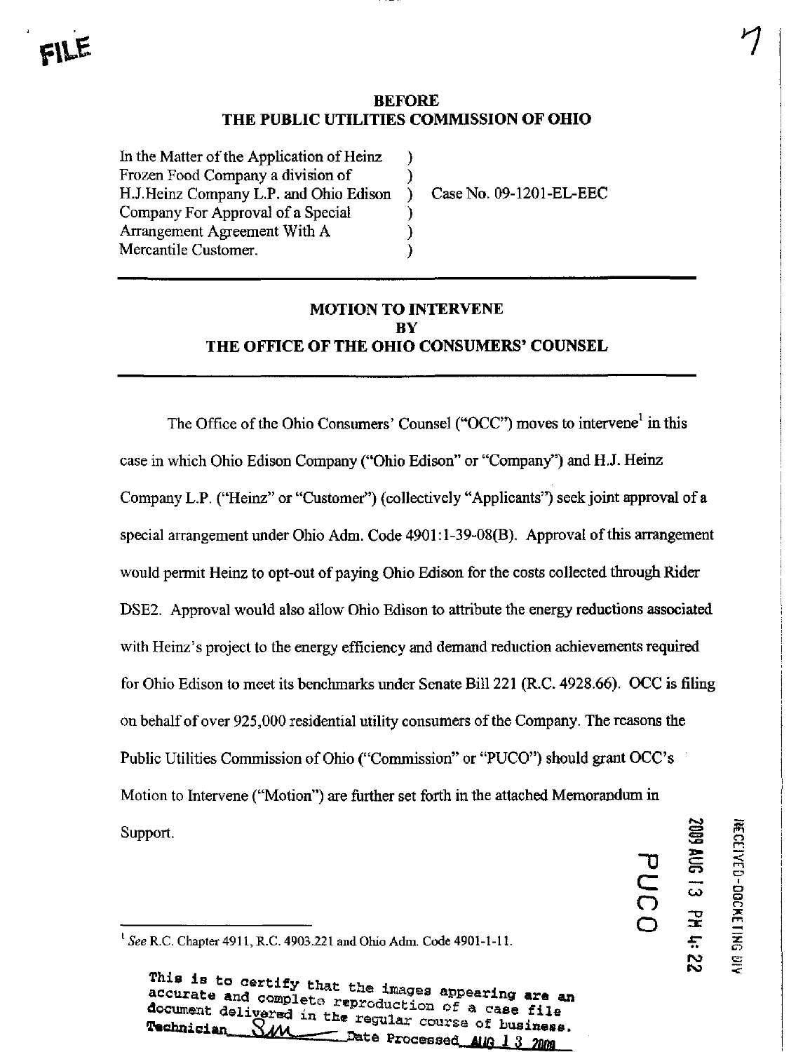FILE

**BEFORE**
**THE PUBLIC UTILITIES COMMISSION OF OHIO**

| | | |
|---|---|---|
| In the Matter of the Application of Heinz Frozen Food Company a division of H.J.Heinz Company L.P. and Ohio Edison Company For Approval of a Special Arrangement Agreement With A Mercantile Customer. | ) ) ) ) ) ) | Case No. 09-1201-EL-EEC |

---

## MOTION TO INTERVENE BY THE OFFICE OF THE OHIO CONSUMERS' COUNSEL

---

The Office of the Ohio Consumers' Counsel ("OCC") moves to intervene[1] in this case in which Ohio Edison Company ("Ohio Edison" or "Company") and H.J. Heinz Company L.P. ("Heinz" or "Customer") (collectively "Applicants") seek joint approval of a special arrangement under Ohio Adm. Code 4901:1-39-08(B). Approval of this arrangement would permit Heinz to opt-out of paying Ohio Edison for the costs collected through Rider DSE2. Approval would also allow Ohio Edison to attribute the energy reductions associated with Heinz's project to the energy efficiency and demand reduction achievements required for Ohio Edison to meet its benchmarks under Senate Bill 221 (R.C. 4928.66). OCC is filing on behalf of over 925,000 residential utility consumers of the Company. The reasons the Public Utilities Commission of Ohio ("Commission" or "PUCO") should grant OCC's Motion to Intervene ("Motion") are further set forth in the attached Memorandum in Support.

RECEIVED-DOCKETING DIV
2009 AUG 13 PM 4:22
PUCO

---

[1] *See* R.C. Chapter 4911, R.C. 4903.221 and Ohio Adm. Code 4901-1-11.

This is to certify that the images appearing are an accurate and complete reproduction of a case file document delivered in the regular course of business.
Technician SM Date Processed AUG 13 2009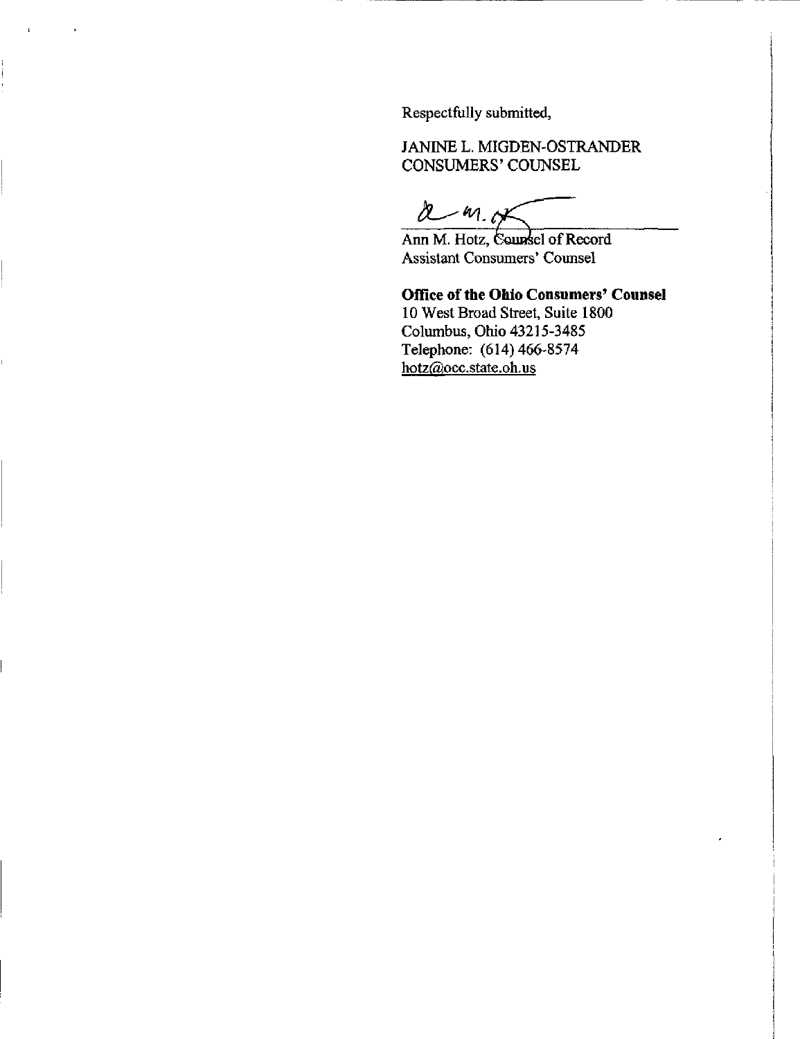Respectfully submitted,

JANINE L. MIGDEN-OSTRANDER
CONSUMERS' COUNSEL

Ann M. Hotz, Counsel of Record
Assistant Consumers' Counsel

**Office of the Ohio Consumers' Counsel**
10 West Broad Street, Suite 1800
Columbus, Ohio 43215-3485
Telephone: (614) 466-8574
hotz@occ.state.oh.us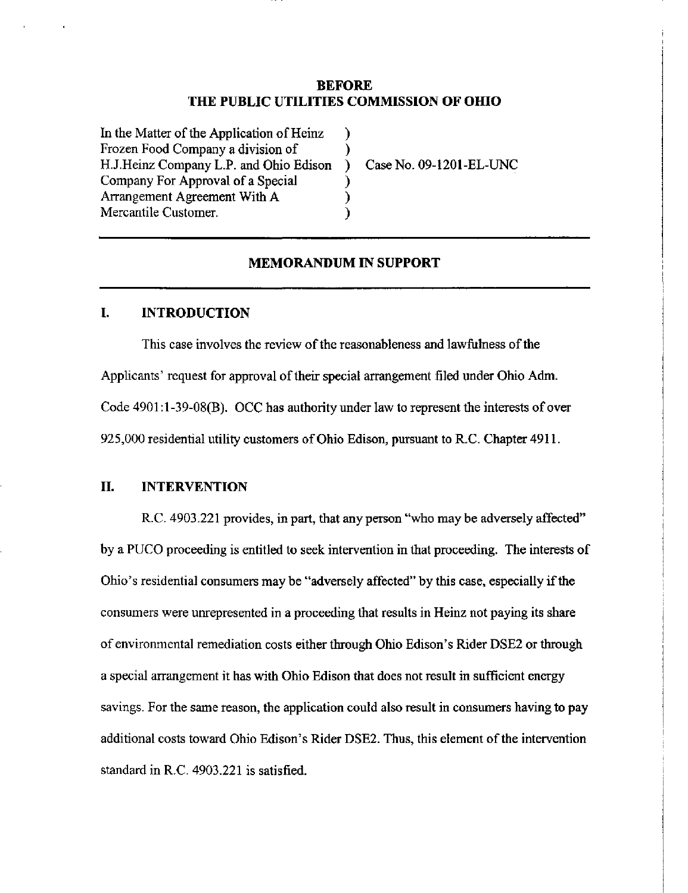## BEFORE
## THE PUBLIC UTILITIES COMMISSION OF OHIO

| | | |
|---|---|---|
| In the Matter of the Application of Heinz Frozen Food Company a division of H.J.Heinz Company L.P. and Ohio Edison Company For Approval of a Special Arrangement Agreement With A Mercantile Customer. | ) | Case No. 09-1201-EL-UNC |

## MEMORANDUM IN SUPPORT

### I. INTRODUCTION

This case involves the review of the reasonableness and lawfulness of the Applicants' request for approval of their special arrangement filed under Ohio Adm. Code 4901:1-39-08(B). OCC has authority under law to represent the interests of over 925,000 residential utility customers of Ohio Edison, pursuant to R.C. Chapter 4911.

### II. INTERVENTION

R.C. 4903.221 provides, in part, that any person "who may be adversely affected" by a PUCO proceeding is entitled to seek intervention in that proceeding. The interests of Ohio's residential consumers may be "adversely affected" by this case, especially if the consumers were unrepresented in a proceeding that results in Heinz not paying its share of environmental remediation costs either through Ohio Edison's Rider DSE2 or through a special arrangement it has with Ohio Edison that does not result in sufficient energy savings. For the same reason, the application could also result in consumers having to pay additional costs toward Ohio Edison's Rider DSE2. Thus, this element of the intervention standard in R.C. 4903.221 is satisfied.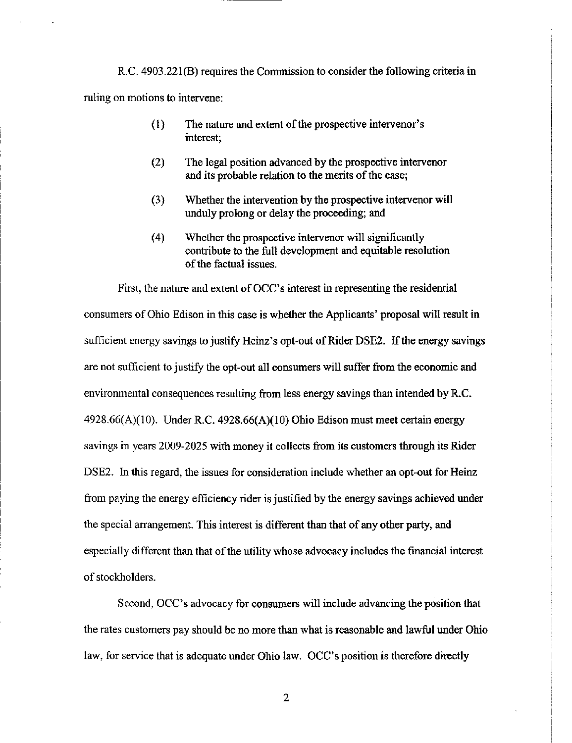R.C. 4903.221(B) requires the Commission to consider the following criteria in ruling on motions to intervene:

> (1) The nature and extent of the prospective intervenor's interest;
>
> (2) The legal position advanced by the prospective intervenor and its probable relation to the merits of the case;
>
> (3) Whether the intervention by the prospective intervenor will unduly prolong or delay the proceeding; and
>
> (4) Whether the prospective intervenor will significantly contribute to the full development and equitable resolution of the factual issues.

First, the nature and extent of OCC's interest in representing the residential consumers of Ohio Edison in this case is whether the Applicants' proposal will result in sufficient energy savings to justify Heinz's opt-out of Rider DSE2. If the energy savings are not sufficient to justify the opt-out all consumers will suffer from the economic and environmental consequences resulting from less energy savings than intended by R.C. 4928.66(A)(10). Under R.C. 4928.66(A)(10) Ohio Edison must meet certain energy savings in years 2009-2025 with money it collects from its customers through its Rider DSE2. In this regard, the issues for consideration include whether an opt-out for Heinz from paying the energy efficiency rider is justified by the energy savings achieved under the special arrangement. This interest is different than that of any other party, and especially different than that of the utility whose advocacy includes the financial interest of stockholders.

Second, OCC's advocacy for consumers will include advancing the position that the rates customers pay should be no more than what is reasonable and lawful under Ohio law, for service that is adequate under Ohio law. OCC's position is therefore directly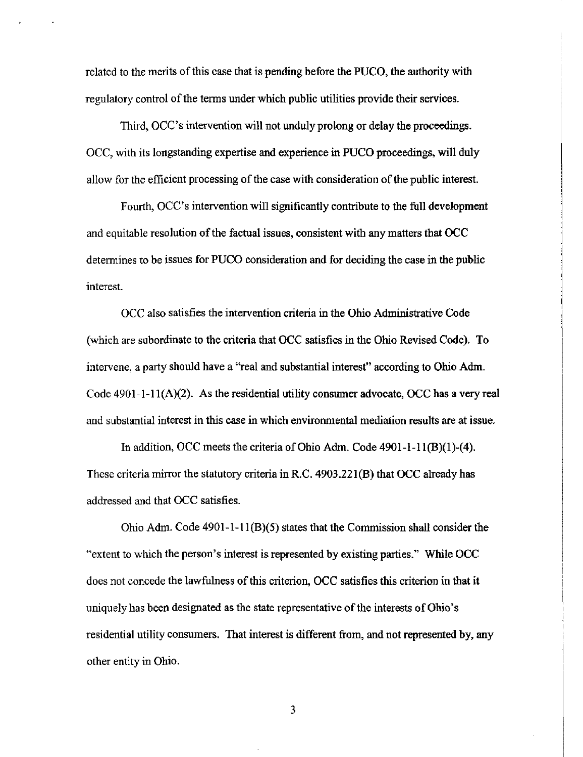related to the merits of this case that is pending before the PUCO, the authority with regulatory control of the terms under which public utilities provide their services.

Third, OCC's intervention will not unduly prolong or delay the proceedings. OCC, with its longstanding expertise and experience in PUCO proceedings, will duly allow for the efficient processing of the case with consideration of the public interest.

Fourth, OCC's intervention will significantly contribute to the full development and equitable resolution of the factual issues, consistent with any matters that OCC determines to be issues for PUCO consideration and for deciding the case in the public interest.

OCC also satisfies the intervention criteria in the Ohio Administrative Code (which are subordinate to the criteria that OCC satisfies in the Ohio Revised Code). To intervene, a party should have a "real and substantial interest" according to Ohio Adm. Code 4901-1-11(A)(2). As the residential utility consumer advocate, OCC has a very real and substantial interest in this case in which environmental mediation results are at issue.

In addition, OCC meets the criteria of Ohio Adm. Code 4901-1-11(B)(1)-(4). These criteria mirror the statutory criteria in R.C. 4903.221(B) that OCC already has addressed and that OCC satisfies.

Ohio Adm. Code 4901-1-11(B)(5) states that the Commission shall consider the "extent to which the person's interest is represented by existing parties." While OCC does not concede the lawfulness of this criterion, OCC satisfies this criterion in that it uniquely has been designated as the state representative of the interests of Ohio's residential utility consumers. That interest is different from, and not represented by, any other entity in Ohio.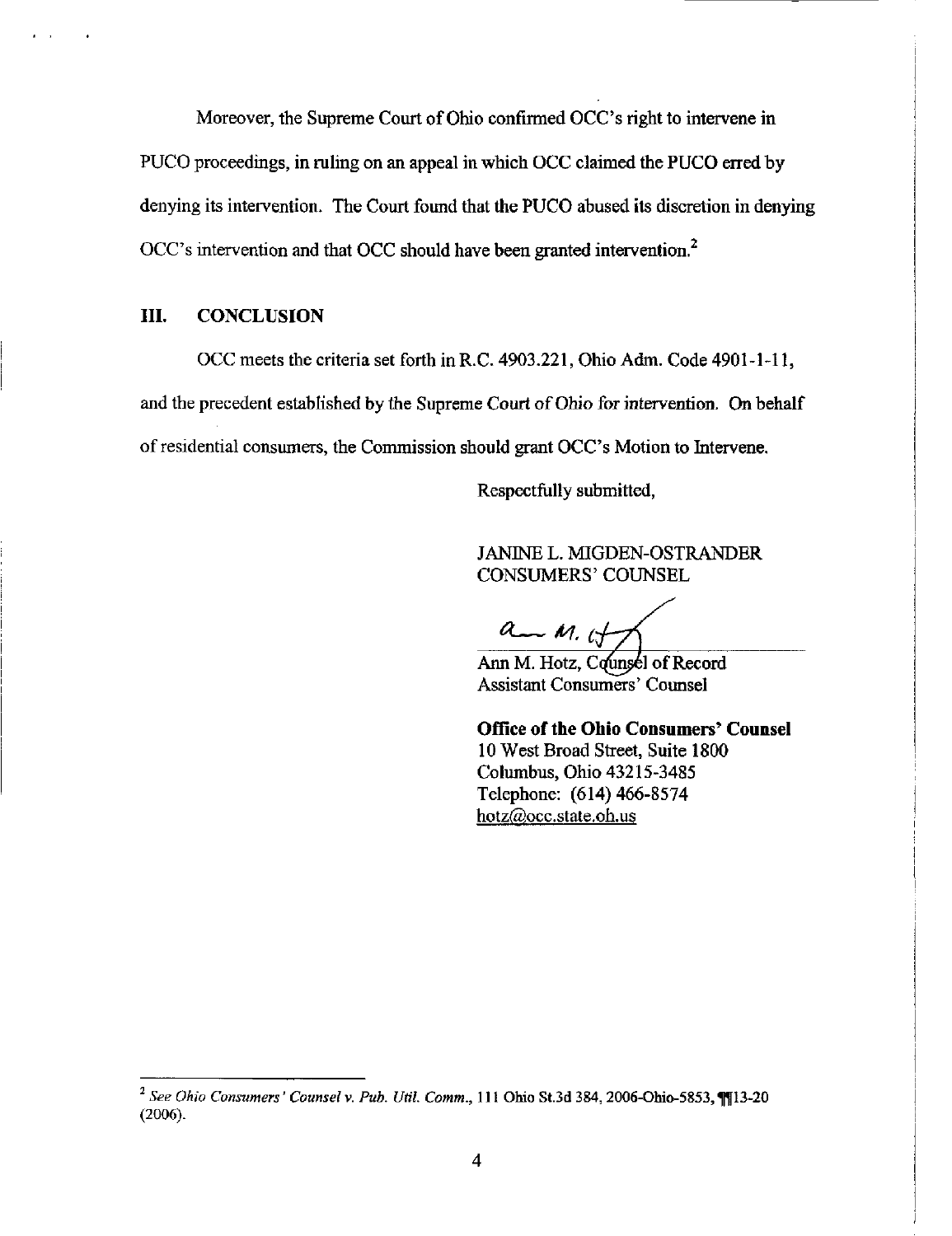Moreover, the Supreme Court of Ohio confirmed OCC's right to intervene in PUCO proceedings, in ruling on an appeal in which OCC claimed the PUCO erred by denying its intervention. The Court found that the PUCO abused its discretion in denying OCC's intervention and that OCC should have been granted intervention.[2]

## III. CONCLUSION

OCC meets the criteria set forth in R.C. 4903.221, Ohio Adm. Code 4901-1-11, and the precedent established by the Supreme Court of Ohio for intervention. On behalf of residential consumers, the Commission should grant OCC's Motion to Intervene.

Respectfully submitted,

JANINE L. MIGDEN-OSTRANDER
CONSUMERS' COUNSEL

Ann M. Hotz, Counsel of Record
Assistant Consumers' Counsel

**Office of the Ohio Consumers' Counsel**
10 West Broad Street, Suite 1800
Columbus, Ohio 43215-3485
Telephone: (614) 466-8574
hotz@occ.state.oh.us

---

[2] *See Ohio Consumers' Counsel v. Pub. Util. Comm.*, 111 Ohio St.3d 384, 2006-Ohio-5853, ¶¶13-20 (2006).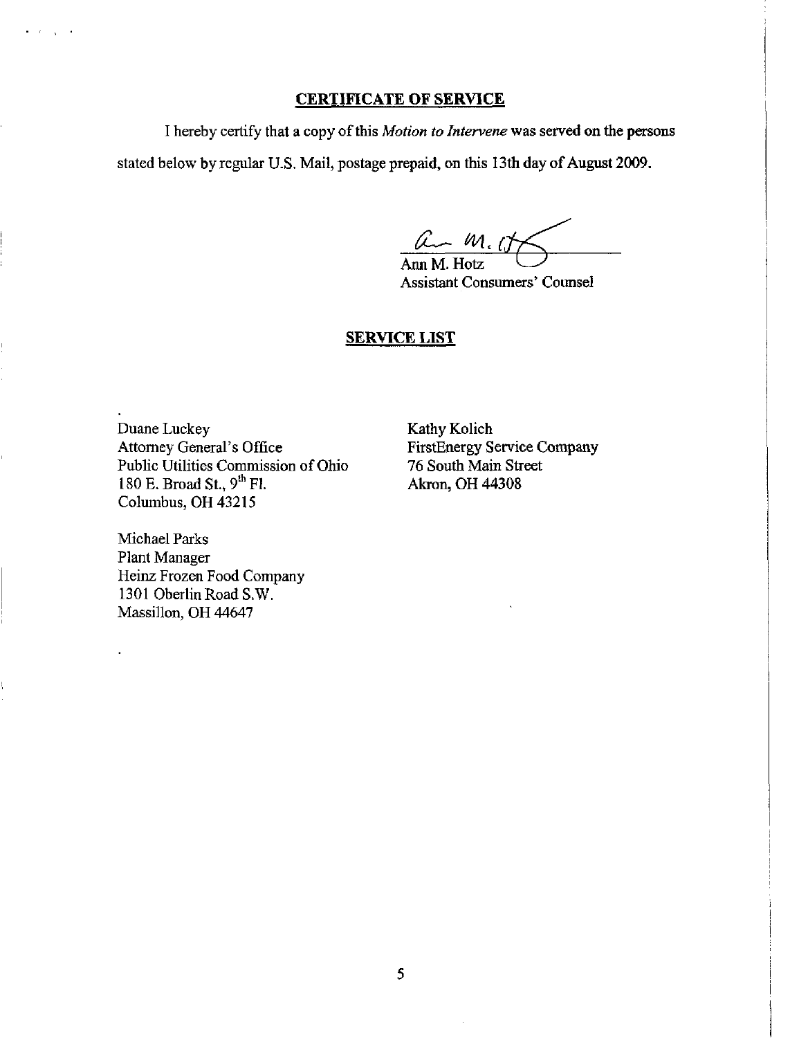## CERTIFICATE OF SERVICE

I hereby certify that a copy of this *Motion to Intervene* was served on the persons stated below by regular U.S. Mail, postage prepaid, on this 13th day of August 2009.

Ann M. Hotz
Assistant Consumers' Counsel

## SERVICE LIST

Duane Luckey
Attorney General's Office
Public Utilities Commission of Ohio
180 E. Broad St., 9th Fl.
Columbus, OH 43215

Kathy Kolich
FirstEnergy Service Company
76 South Main Street
Akron, OH 44308

Michael Parks
Plant Manager
Heinz Frozen Food Company
1301 Oberlin Road S.W.
Massillon, OH 44647